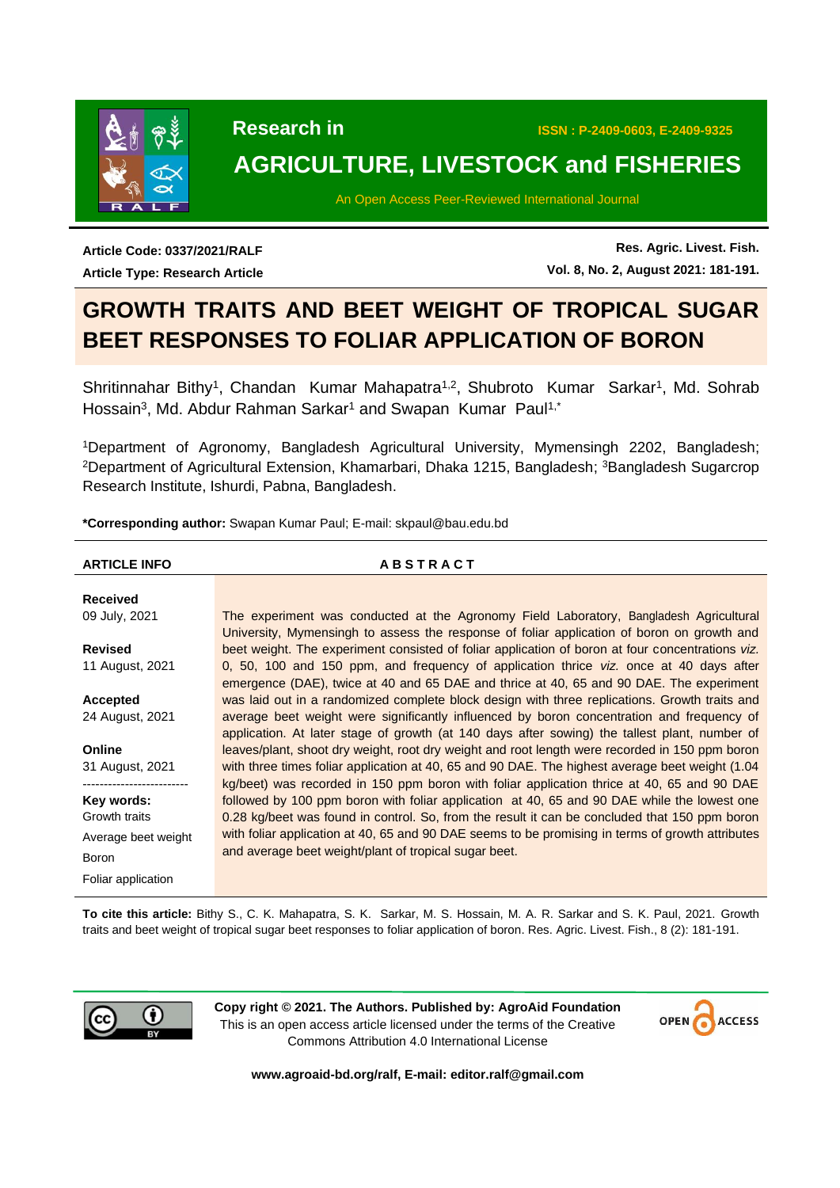# GROWTH TRAITS AND BEET WEIGHT OF TROPICAL SUGAR BEET RESPONSES TO FOLIAR APPLICATION OF BORON

**Article Code: 0337/2021/RALF**

**Article Type: Research Article**

Shritinnahar Bithy[1], Chandan Kumar Mahapatra[1,2], Shubroto Kumar Sarkar[1], Md. Sohrab Hossain[3], Md. Abdur Rahman Sarkar[1] and Swapan Kumar Paul[1,*]

[1]Department of Agronomy, Bangladesh Agricultural University, Mymensingh 2202, Bangladesh; [2]Department of Agricultural Extension, Khamarbari, Dhaka 1215, Bangladesh; [3]Bangladesh Sugarcrop Research Institute, Ishurdi, Pabna, Bangladesh.

***Corresponding author:** Swapan Kumar Paul; E-mail: skpaul@bau.edu.bd

## ARTICLE INFO

**Received**
09 July, 2021

**Revised**
11 August, 2021

**Accepted**
24 August, 2021

**Online**
31 August, 2021

**Key words:**
Growth traits
Average beet weight
Boron
Foliar application

## ABSTRACT

The experiment was conducted at the Agronomy Field Laboratory, Bangladesh Agricultural University, Mymensingh to assess the response of foliar application of boron on growth and beet weight. The experiment consisted of foliar application of boron at four concentrations *viz.* 0, 50, 100 and 150 ppm, and frequency of application thrice *viz.* once at 40 days after emergence (DAE), twice at 40 and 65 DAE and thrice at 40, 65 and 90 DAE. The experiment was laid out in a randomized complete block design with three replications. Growth traits and average beet weight were significantly influenced by boron concentration and frequency of application. At later stage of growth (at 140 days after sowing) the tallest plant, number of leaves/plant, shoot dry weight, root dry weight and root length were recorded in 150 ppm boron with three times foliar application at 40, 65 and 90 DAE. The highest average beet weight (1.04 kg/beet) was recorded in 150 ppm boron with foliar application thrice at 40, 65 and 90 DAE followed by 100 ppm boron with foliar application at 40, 65 and 90 DAE while the lowest one 0.28 kg/beet was found in control. So, from the result it can be concluded that 150 ppm boron with foliar application at 40, 65 and 90 DAE seems to be promising in terms of growth attributes and average beet weight/plant of tropical sugar beet.

**To cite this article:** Bithy S., C. K. Mahapatra, S. K. Sarkar, M. S. Hossain, M. A. R. Sarkar and S. K. Paul, 2021. Growth traits and beet weight of tropical sugar beet responses to foliar application of boron. Res. Agric. Livest. Fish., 8 (2): 181-191.

**Copy right © 2021. The Authors. Published by: AgroAid Foundation**
This is an open access article licensed under the terms of the Creative Commons Attribution 4.0 International License

**www.agroaid-bd.org/ralf, E-mail: editor.ralf@gmail.com**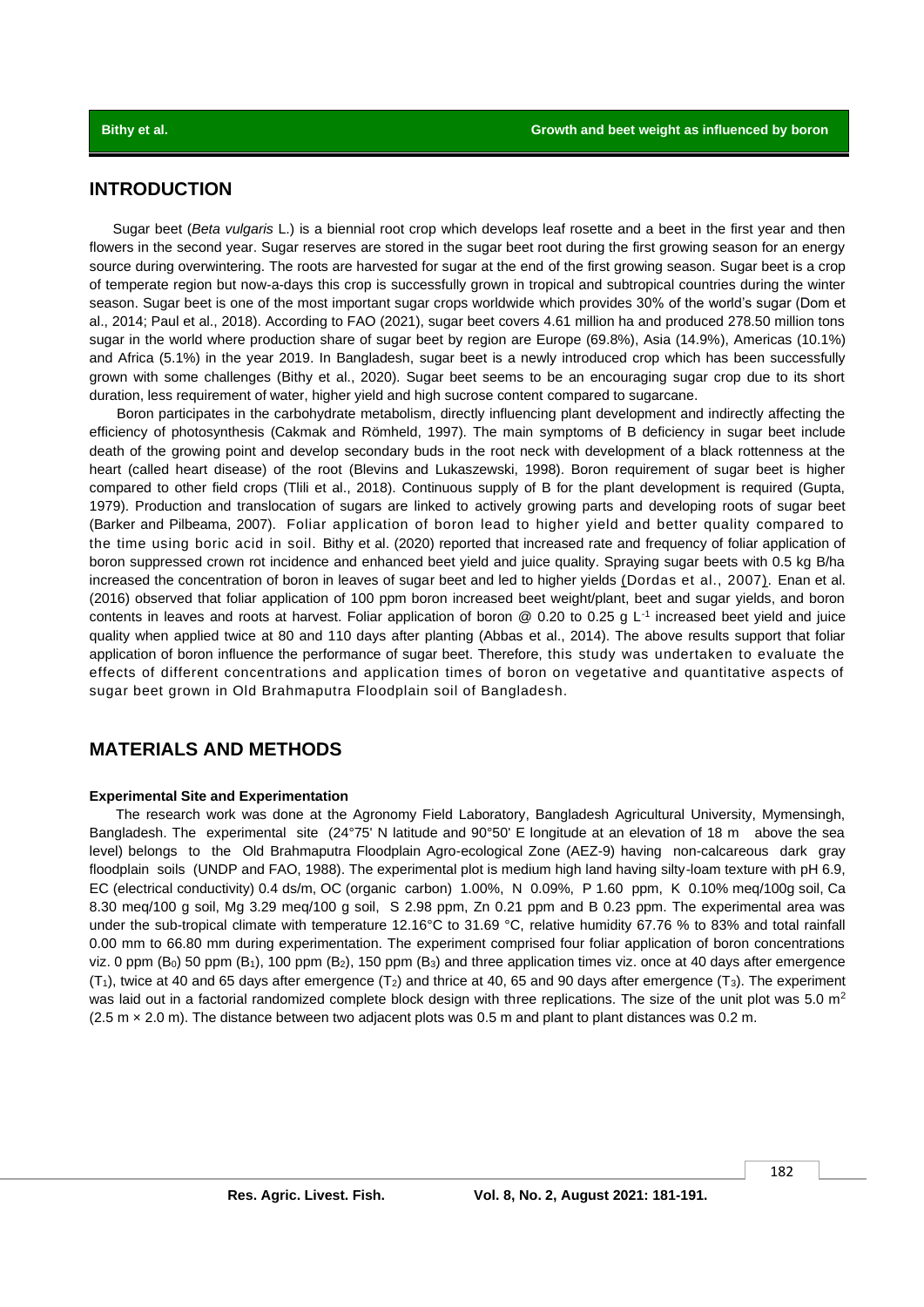## INTRODUCTION

Sugar beet (*Beta vulgaris* L.) is a biennial root crop which develops leaf rosette and a beet in the first year and then flowers in the second year. Sugar reserves are stored in the sugar beet root during the first growing season for an energy source during overwintering. The roots are harvested for sugar at the end of the first growing season. Sugar beet is a crop of temperate region but now-a-days this crop is successfully grown in tropical and subtropical countries during the winter season. Sugar beet is one of the most important sugar crops worldwide which provides 30% of the world's sugar (Dom et al., 2014; Paul et al., 2018). According to FAO (2021), sugar beet covers 4.61 million ha and produced 278.50 million tons sugar in the world where production share of sugar beet by region are Europe (69.8%), Asia (14.9%), Americas (10.1%) and Africa (5.1%) in the year 2019. In Bangladesh, sugar beet is a newly introduced crop which has been successfully grown with some challenges (Bithy et al., 2020). Sugar beet seems to be an encouraging sugar crop due to its short duration, less requirement of water, higher yield and high sucrose content compared to sugarcane.

Boron participates in the carbohydrate metabolism, directly influencing plant development and indirectly affecting the efficiency of photosynthesis (Cakmak and Römheld, 1997). The main symptoms of B deficiency in sugar beet include death of the growing point and develop secondary buds in the root neck with development of a black rottenness at the heart (called heart disease) of the root (Blevins and Lukaszewski, 1998). Boron requirement of sugar beet is higher compared to other field crops (Tlili et al., 2018). Continuous supply of B for the plant development is required (Gupta, 1979). Production and translocation of sugars are linked to actively growing parts and developing roots of sugar beet (Barker and Pilbeama, 2007). Foliar application of boron lead to higher yield and better quality compared to the time using boric acid in soil. Bithy et al. (2020) reported that increased rate and frequency of foliar application of boron suppressed crown rot incidence and enhanced beet yield and juice quality. Spraying sugar beets with 0.5 kg B/ha increased the concentration of boron in leaves of sugar beet and led to higher yields (Dordas et al., 2007). Enan et al. (2016) observed that foliar application of 100 ppm boron increased beet weight/plant, beet and sugar yields, and boron contents in leaves and roots at harvest. Foliar application of boron @ 0.20 to 0.25 g $L^{-1}$ increased beet yield and juice quality when applied twice at 80 and 110 days after planting (Abbas et al., 2014). The above results support that foliar application of boron influence the performance of sugar beet. Therefore, this study was undertaken to evaluate the effects of different concentrations and application times of boron on vegetative and quantitative aspects of sugar beet grown in Old Brahmaputra Floodplain soil of Bangladesh.

## MATERIALS AND METHODS

### Experimental Site and Experimentation

The research work was done at the Agronomy Field Laboratory, Bangladesh Agricultural University, Mymensingh, Bangladesh. The experimental site (24°75' N latitude and 90°50' E longitude at an elevation of 18 m above the sea level) belongs to the Old Brahmaputra Floodplain Agro-ecological Zone (AEZ-9) having non-calcareous dark gray floodplain soils (UNDP and FAO, 1988). The experimental plot is medium high land having silty-loam texture with pH 6.9, EC (electrical conductivity) 0.4 ds/m, OC (organic carbon) 1.00%, N 0.09%, P 1.60 ppm, K 0.10% meq/100g soil, Ca 8.30 meq/100 g soil, Mg 3.29 meq/100 g soil, S 2.98 ppm, Zn 0.21 ppm and B 0.23 ppm. The experimental area was under the sub-tropical climate with temperature 12.16°C to 31.69 °C, relative humidity 67.76 % to 83% and total rainfall 0.00 mm to 66.80 mm during experimentation. The experiment comprised four foliar application of boron concentrations viz. 0 ppm ($B_0$) 50 ppm ($B_1$), 100 ppm ($B_2$), 150 ppm ($B_3$) and three application times viz. once at 40 days after emergence ($T_1$), twice at 40 and 65 days after emergence ($T_2$) and thrice at 40, 65 and 90 days after emergence ($T_3$). The experiment was laid out in a factorial randomized complete block design with three replications. The size of the unit plot was 5.0 $m^2$ (2.5 m × 2.0 m). The distance between two adjacent plots was 0.5 m and plant to plant distances was 0.2 m.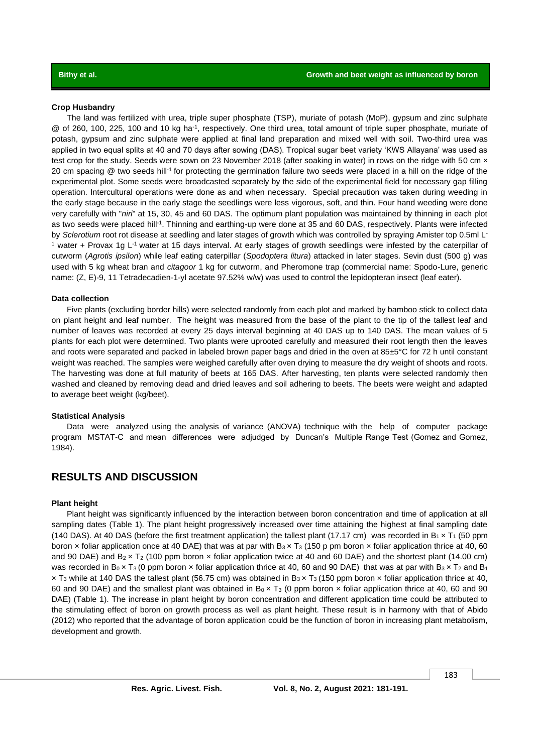#### Crop Husbandry

The land was fertilized with urea, triple super phosphate (TSP), muriate of potash (MoP), gypsum and zinc sulphate @ of 260, 100, 225, 100 and 10 kg $ha^{-1}$, respectively. One third urea, total amount of triple super phosphate, muriate of potash, gypsum and zinc sulphate were applied at final land preparation and mixed well with soil. Two-third urea was applied in two equal splits at 40 and 70 days after sowing (DAS). Tropical sugar beet variety 'KWS Allayana' was used as test crop for the study. Seeds were sown on 23 November 2018 (after soaking in water) in rows on the ridge with 50 cm × 20 cm spacing @ two seeds $hill^{-1}$ for protecting the germination failure two seeds were placed in a hill on the ridge of the experimental plot. Some seeds were broadcasted separately by the side of the experimental field for necessary gap filling operation. Intercultural operations were done as and when necessary. Special precaution was taken during weeding in the early stage because in the early stage the seedlings were less vigorous, soft, and thin. Four hand weeding were done very carefully with "*niri*" at 15, 30, 45 and 60 DAS. The optimum plant population was maintained by thinning in each plot as two seeds were placed $hill^{-1}$. Thinning and earthing-up were done at 35 and 60 DAS, respectively. Plants were infected by *Sclerotium* root rot disease at seedling and later stages of growth which was controlled by spraying Amister top 0.5ml $L^{-1}$ water + Provax 1g $L^{-1}$ water at 15 days interval. At early stages of growth seedlings were infested by the caterpillar of cutworm (*Agrotis ipsilon*) while leaf eating caterpillar (*Spodoptera litura*) attacked in later stages. Sevin dust (500 g) was used with 5 kg wheat bran and *citagoor* 1 kg for cutworm, and Pheromone trap (commercial name: Spodo-Lure, generic name: (Z, E)-9, 11 Tetradecadien-1-yl acetate 97.52% w/w) was used to control the lepidopteran insect (leaf eater).

#### Data collection

Five plants (excluding border hills) were selected randomly from each plot and marked by bamboo stick to collect data on plant height and leaf number. The height was measured from the base of the plant to the tip of the tallest leaf and number of leaves was recorded at every 25 days interval beginning at 40 DAS up to 140 DAS. The mean values of 5 plants for each plot were determined. Two plants were uprooted carefully and measured their root length then the leaves and roots were separated and packed in labeled brown paper bags and dried in the oven at 85±5°C for 72 h until constant weight was reached. The samples were weighed carefully after oven drying to measure the dry weight of shoots and roots. The harvesting was done at full maturity of beets at 165 DAS. After harvesting, ten plants were selected randomly then washed and cleaned by removing dead and dried leaves and soil adhering to beets. The beets were weight and adapted to average beet weight (kg/beet).

#### Statistical Analysis

Data were analyzed using the analysis of variance (ANOVA) technique with the help of computer package program MSTAT-C and mean differences were adjudged by Duncan's Multiple Range Test (Gomez and Gomez, 1984).

## RESULTS AND DISCUSSION

#### Plant height

Plant height was significantly influenced by the interaction between boron concentration and time of application at all sampling dates (Table 1). The plant height progressively increased over time attaining the highest at final sampling date (140 DAS). At 40 DAS (before the first treatment application) the tallest plant (17.17 cm) was recorded in $B_1 \times T_1$ (50 ppm boron × foliar application once at 40 DAE) that was at par with $B_3 \times T_3$ (150 p pm boron × foliar application thrice at 40, 60 and 90 DAE) and $B_2 \times T_2$ (100 ppm boron × foliar application twice at 40 and 60 DAE) and the shortest plant (14.00 cm) was recorded in $B_0 \times T_3$ (0 ppm boron × foliar application thrice at 40, 60 and 90 DAE) that was at par with $B_3 \times T_2$ and $B_1 \times T_3$ while at 140 DAS the tallest plant (56.75 cm) was obtained in $B_3 \times T_3$ (150 ppm boron × foliar application thrice at 40, 60 and 90 DAE) and the smallest plant was obtained in $B_0 \times T_3$ (0 ppm boron × foliar application thrice at 40, 60 and 90 DAE) (Table 1). The increase in plant height by boron concentration and different application time could be attributed to the stimulating effect of boron on growth process as well as plant height. These result is in harmony with that of Abido (2012) who reported that the advantage of boron application could be the function of boron in increasing plant metabolism, development and growth.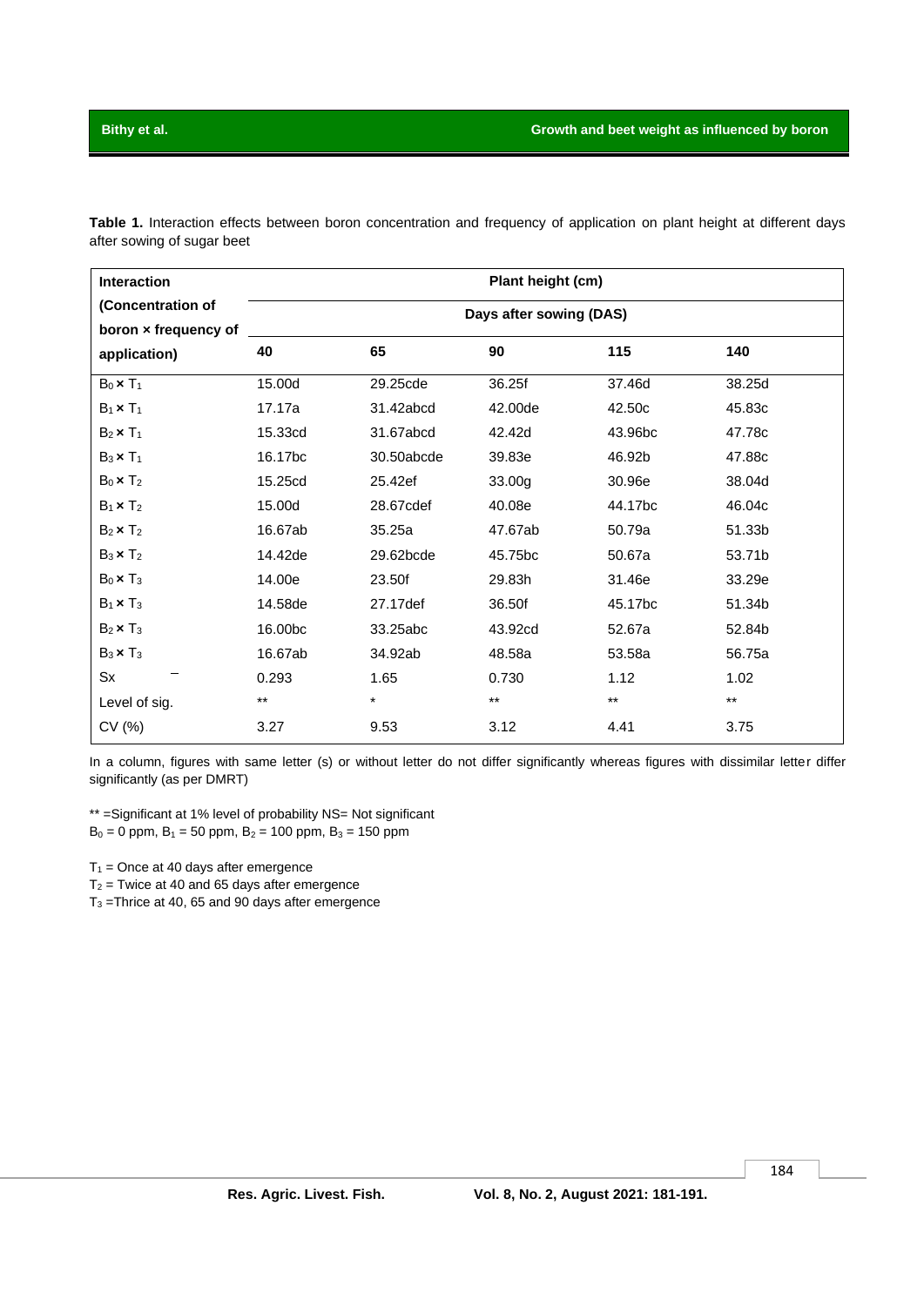**Table 1.** Interaction effects between boron concentration and frequency of application on plant height at different days after sowing of sugar beet

| Interaction (Concentration of boron × frequency of application) | Plant height (cm) | | | | |
|---|---|---|---|---|---|
| | Days after sowing (DAS) | | | | |
| | 40 | 65 | 90 | 115 | 140 |
| $B_0 \times T_1$ | 15.00d | 29.25cde | 36.25f | 37.46d | 38.25d |
| $B_1 \times T_1$ | 17.17a | 31.42abcd | 42.00de | 42.50c | 45.83c |
| $B_2 \times T_1$ | 15.33cd | 31.67abcd | 42.42d | 43.96bc | 47.78c |
| $B_3 \times T_1$ | 16.17bc | 30.50abcde | 39.83e | 46.92b | 47.88c |
| $B_0 \times T_2$ | 15.25cd | 25.42ef | 33.00g | 30.96e | 38.04d |
| $B_1 \times T_2$ | 15.00d | 28.67cdef | 40.08e | 44.17bc | 46.04c |
| $B_2 \times T_2$ | 16.67ab | 35.25a | 47.67ab | 50.79a | 51.33b |
| $B_3 \times T_2$ | 14.42de | 29.62bcde | 45.75bc | 50.67a | 53.71b |
| $B_0 \times T_3$ | 14.00e | 23.50f | 29.83h | 31.46e | 33.29e |
| $B_1 \times T_3$ | 14.58de | 27.17def | 36.50f | 45.17bc | 51.34b |
| $B_2 \times T_3$ | 16.00bc | 33.25abc | 43.92cd | 52.67a | 52.84b |
| $B_3 \times T_3$ | 16.67ab | 34.92ab | 48.58a | 53.58a | 56.75a |
| $S\bar{x}$ | 0.293 | 1.65 | 0.730 | 1.12 | 1.02 |
| Level of sig. | ** | * | ** | ** | ** |
| CV (%) | 3.27 | 9.53 | 3.12 | 4.41 | 3.75 |

In a column, figures with same letter (s) or without letter do not differ significantly whereas figures with dissimilar letter differ significantly (as per DMRT)

** =Significant at 1% level of probability NS= Not significant
$B_0$ = 0 ppm, $B_1$ = 50 ppm, $B_2$ = 100 ppm, $B_3$ = 150 ppm

$T_1$ = Once at 40 days after emergence
$T_2$ = Twice at 40 and 65 days after emergence
$T_3$ =Thrice at 40, 65 and 90 days after emergence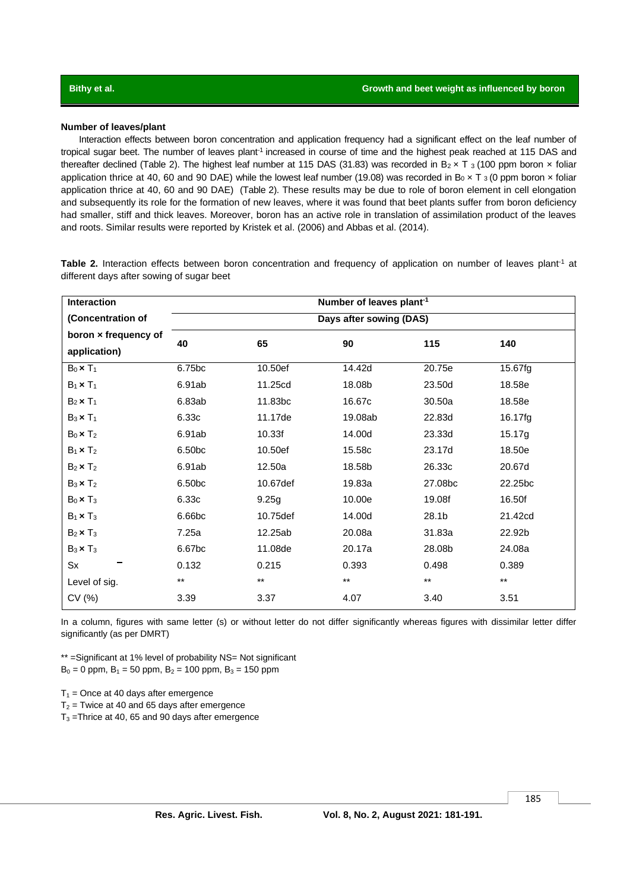### Number of leaves/plant

Interaction effects between boron concentration and application frequency had a significant effect on the leaf number of tropical sugar beet. The number of leaves plant$^{-1}$ increased in course of time and the highest peak reached at 115 DAS and thereafter declined (Table 2). The highest leaf number at 115 DAS (31.83) was recorded in $B_2 \times T_3$ (100 ppm boron × foliar application thrice at 40, 60 and 90 DAE) while the lowest leaf number (19.08) was recorded in $B_0 \times T_3$ (0 ppm boron × foliar application thrice at 40, 60 and 90 DAE) (Table 2). These results may be due to role of boron element in cell elongation and subsequently its role for the formation of new leaves, where it was found that beet plants suffer from boron deficiency had smaller, stiff and thick leaves. Moreover, boron has an active role in translation of assimilation product of the leaves and roots. Similar results were reported by Kristek et al. (2006) and Abbas et al. (2014).

**Table 2.** Interaction effects between boron concentration and frequency of application on number of leaves plant$^{-1}$ at different days after sowing of sugar beet

| Interaction (Concentration of boron × frequency of application) | Number of leaves plant$^{-1}$ | | | | |
|---|---|---|---|---|---|
| | Days after sowing (DAS) | | | | |
| | 40 | 65 | 90 | 115 | 140 |
| $B_0 \times T_1$ | 6.75bc | 10.50ef | 14.42d | 20.75e | 15.67fg |
| $B_1 \times T_1$ | 6.91ab | 11.25cd | 18.08b | 23.50d | 18.58e |
| $B_2 \times T_1$ | 6.83ab | 11.83bc | 16.67c | 30.50a | 18.58e |
| $B_3 \times T_1$ | 6.33c | 11.17de | 19.08ab | 22.83d | 16.17fg |
| $B_0 \times T_2$ | 6.91ab | 10.33f | 14.00d | 23.33d | 15.17g |
| $B_1 \times T_2$ | 6.50bc | 10.50ef | 15.58c | 23.17d | 18.50e |
| $B_2 \times T_2$ | 6.91ab | 12.50a | 18.58b | 26.33c | 20.67d |
| $B_3 \times T_2$ | 6.50bc | 10.67def | 19.83a | 27.08bc | 22.25bc |
| $B_0 \times T_3$ | 6.33c | 9.25g | 10.00e | 19.08f | 16.50f |
| $B_1 \times T_3$ | 6.66bc | 10.75def | 14.00d | 28.1b | 21.42cd |
| $B_2 \times T_3$ | 7.25a | 12.25ab | 20.08a | 31.83a | 22.92b |
| $B_3 \times T_3$ | 6.67bc | 11.08de | 20.17a | 28.08b | 24.08a |
| $S\bar{x}$ | 0.132 | 0.215 | 0.393 | 0.498 | 0.389 |
| Level of sig. | ** | ** | ** | ** | ** |
| CV (%) | 3.39 | 3.37 | 4.07 | 3.40 | 3.51 |

In a column, figures with same letter (s) or without letter do not differ significantly whereas figures with dissimilar letter differ significantly (as per DMRT)

** =Significant at 1% level of probability NS= Not significant
$B_0$ = 0 ppm, $B_1$ = 50 ppm, $B_2$ = 100 ppm, $B_3$ = 150 ppm

$T_1$ = Once at 40 days after emergence
$T_2$ = Twice at 40 and 65 days after emergence
$T_3$ =Thrice at 40, 65 and 90 days after emergence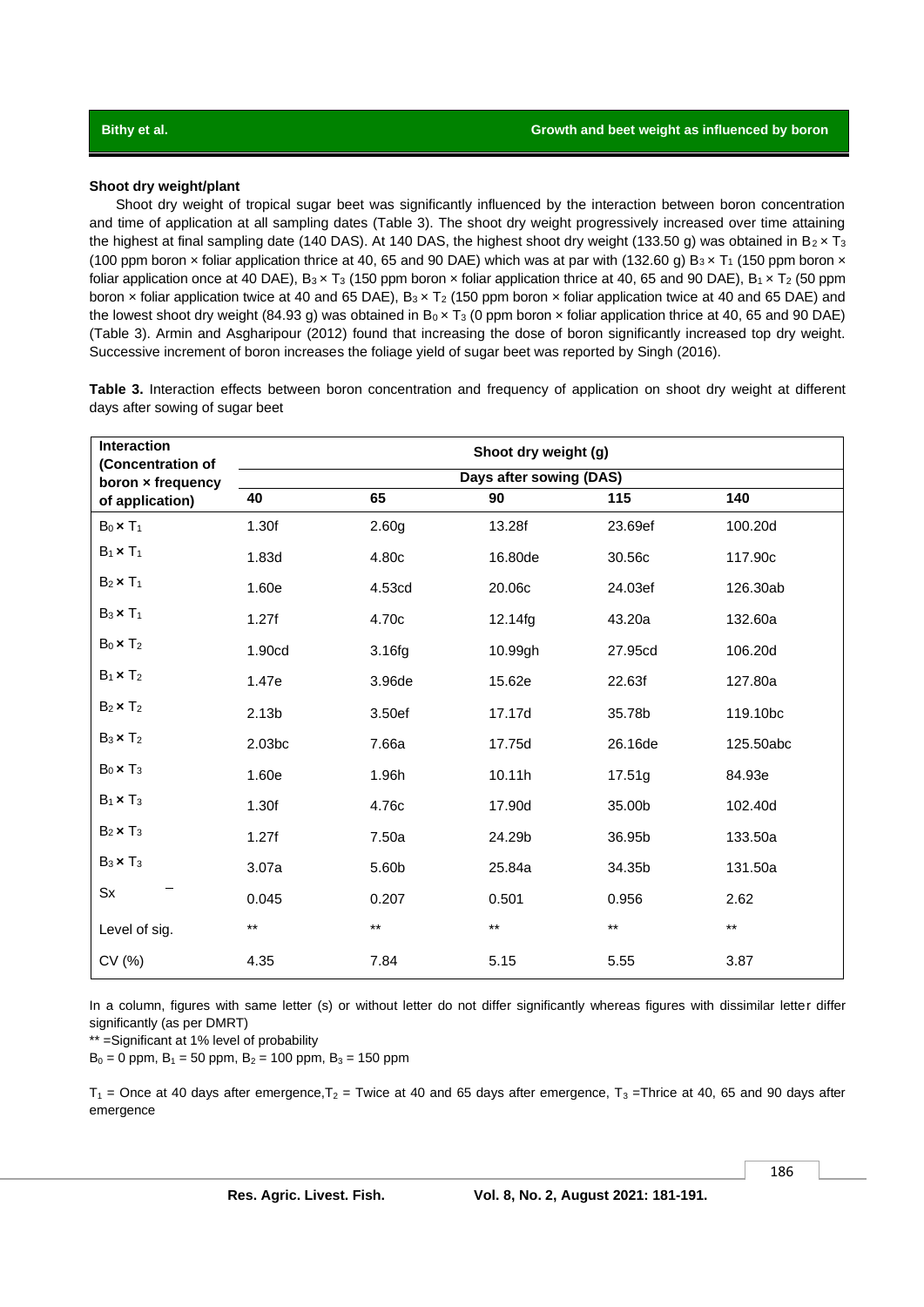### Shoot dry weight/plant

Shoot dry weight of tropical sugar beet was significantly influenced by the interaction between boron concentration and time of application at all sampling dates (Table 3). The shoot dry weight progressively increased over time attaining the highest at final sampling date (140 DAS). At 140 DAS, the highest shoot dry weight (133.50 g) was obtained in $B_2 \times T_3$ (100 ppm boron × foliar application thrice at 40, 65 and 90 DAE) which was at par with (132.60 g) $B_3 \times T_1$ (150 ppm boron × foliar application once at 40 DAE), $B_3 \times T_3$ (150 ppm boron × foliar application thrice at 40, 65 and 90 DAE), $B_1 \times T_2$ (50 ppm boron × foliar application twice at 40 and 65 DAE), $B_3 \times T_2$ (150 ppm boron × foliar application twice at 40 and 65 DAE) and the lowest shoot dry weight (84.93 g) was obtained in $B_0 \times T_3$ (0 ppm boron × foliar application thrice at 40, 65 and 90 DAE) (Table 3). Armin and Asgharipour (2012) found that increasing the dose of boron significantly increased top dry weight. Successive increment of boron increases the foliage yield of sugar beet was reported by Singh (2016).

**Table 3.** Interaction effects between boron concentration and frequency of application on shoot dry weight at different days after sowing of sugar beet

| Interaction (Concentration of boron × frequency of application) | Shoot dry weight (g) | | | | |
|---|---|---|---|---|---|
| | Days after sowing (DAS) | | | | |
| | 40 | 65 | 90 | 115 | 140 |
| $B_0 \times T_1$ | 1.30f | 2.60g | 13.28f | 23.69ef | 100.20d |
| $B_1 \times T_1$ | 1.83d | 4.80c | 16.80de | 30.56c | 117.90c |
| $B_2 \times T_1$ | 1.60e | 4.53cd | 20.06c | 24.03ef | 126.30ab |
| $B_3 \times T_1$ | 1.27f | 4.70c | 12.14fg | 43.20a | 132.60a |
| $B_0 \times T_2$ | 1.90cd | 3.16fg | 10.99gh | 27.95cd | 106.20d |
| $B_1 \times T_2$ | 1.47e | 3.96de | 15.62e | 22.63f | 127.80a |
| $B_2 \times T_2$ | 2.13b | 3.50ef | 17.17d | 35.78b | 119.10bc |
| $B_3 \times T_2$ | 2.03bc | 7.66a | 17.75d | 26.16de | 125.50abc |
| $B_0 \times T_3$ | 1.60e | 1.96h | 10.11h | 17.51g | 84.93e |
| $B_1 \times T_3$ | 1.30f | 4.76c | 17.90d | 35.00b | 102.40d |
| $B_2 \times T_3$ | 1.27f | 7.50a | 24.29b | 36.95b | 133.50a |
| $B_3 \times T_3$ | 3.07a | 5.60b | 25.84a | 34.35b | 131.50a |
| $S\bar{x}$ | 0.045 | 0.207 | 0.501 | 0.956 | 2.62 |
| Level of sig. | ** | ** | ** | ** | ** |
| CV (%) | 4.35 | 7.84 | 5.15 | 5.55 | 3.87 |

In a column, figures with same letter (s) or without letter do not differ significantly whereas figures with dissimilar letter differ significantly (as per DMRT)

** =Significant at 1% level of probability

$B_0$ = 0 ppm, $B_1$ = 50 ppm, $B_2$ = 100 ppm, $B_3$ = 150 ppm

$T_1$ = Once at 40 days after emergence, $T_2$ = Twice at 40 and 65 days after emergence, $T_3$ =Thrice at 40, 65 and 90 days after emergence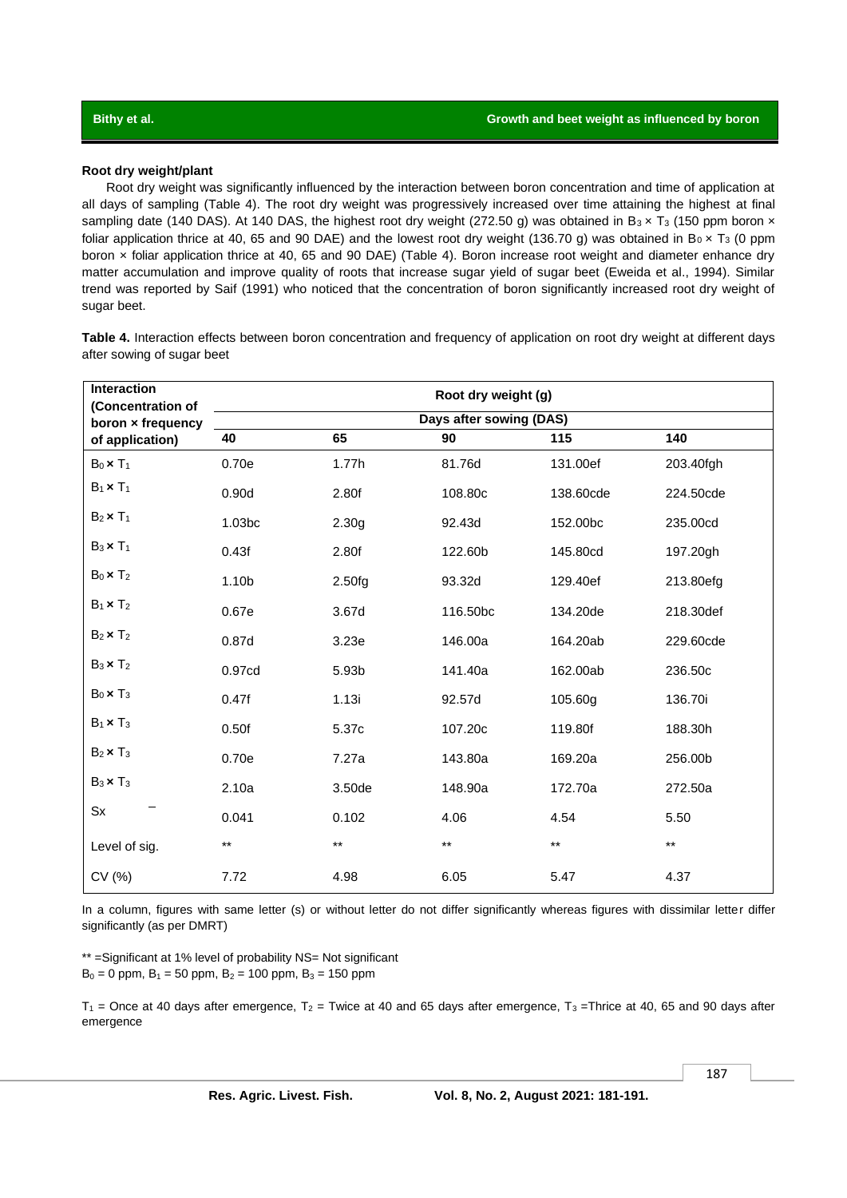### Root dry weight/plant

Root dry weight was significantly influenced by the interaction between boron concentration and time of application at all days of sampling (Table 4). The root dry weight was progressively increased over time attaining the highest at final sampling date (140 DAS). At 140 DAS, the highest root dry weight (272.50 g) was obtained in $B_3 \times T_3$ (150 ppm boron × foliar application thrice at 40, 65 and 90 DAE) and the lowest root dry weight (136.70 g) was obtained in $B_0 \times T_3$ (0 ppm boron × foliar application thrice at 40, 65 and 90 DAE) (Table 4). Boron increase root weight and diameter enhance dry matter accumulation and improve quality of roots that increase sugar yield of sugar beet (Eweida et al., 1994). Similar trend was reported by Saif (1991) who noticed that the concentration of boron significantly increased root dry weight of sugar beet.

**Table 4.** Interaction effects between boron concentration and frequency of application on root dry weight at different days after sowing of sugar beet

| Interaction (Concentration of boron × frequency of application) | Root dry weight (g) | | | | |
|---|---|---|---|---|---|
| | Days after sowing (DAS) | | | | |
| | 40 | 65 | 90 | 115 | 140 |
| $B_0 \times T_1$ | 0.70e | 1.77h | 81.76d | 131.00ef | 203.40fgh |
| $B_1 \times T_1$ | 0.90d | 2.80f | 108.80c | 138.60cde | 224.50cde |
| $B_2 \times T_1$ | 1.03bc | 2.30g | 92.43d | 152.00bc | 235.00cd |
| $B_3 \times T_1$ | 0.43f | 2.80f | 122.60b | 145.80cd | 197.20gh |
| $B_0 \times T_2$ | 1.10b | 2.50fg | 93.32d | 129.40ef | 213.80efg |
| $B_1 \times T_2$ | 0.67e | 3.67d | 116.50bc | 134.20de | 218.30def |
| $B_2 \times T_2$ | 0.87d | 3.23e | 146.00a | 164.20ab | 229.60cde |
| $B_3 \times T_2$ | 0.97cd | 5.93b | 141.40a | 162.00ab | 236.50c |
| $B_0 \times T_3$ | 0.47f | 1.13i | 92.57d | 105.60g | 136.70i |
| $B_1 \times T_3$ | 0.50f | 5.37c | 107.20c | 119.80f | 188.30h |
| $B_2 \times T_3$ | 0.70e | 7.27a | 143.80a | 169.20a | 256.00b |
| $B_3 \times T_3$ | 2.10a | 3.50de | 148.90a | 172.70a | 272.50a |
| $S\bar{x}$ | 0.041 | 0.102 | 4.06 | 4.54 | 5.50 |
| Level of sig. | ** | ** | ** | ** | ** |
| CV (%) | 7.72 | 4.98 | 6.05 | 5.47 | 4.37 |

In a column, figures with same letter (s) or without letter do not differ significantly whereas figures with dissimilar letter differ significantly (as per DMRT)

** =Significant at 1% level of probability NS= Not significant
$B_0$ = 0 ppm, $B_1$ = 50 ppm, $B_2$ = 100 ppm, $B_3$ = 150 ppm

$T_1$ = Once at 40 days after emergence, $T_2$ = Twice at 40 and 65 days after emergence, $T_3$ =Thrice at 40, 65 and 90 days after emergence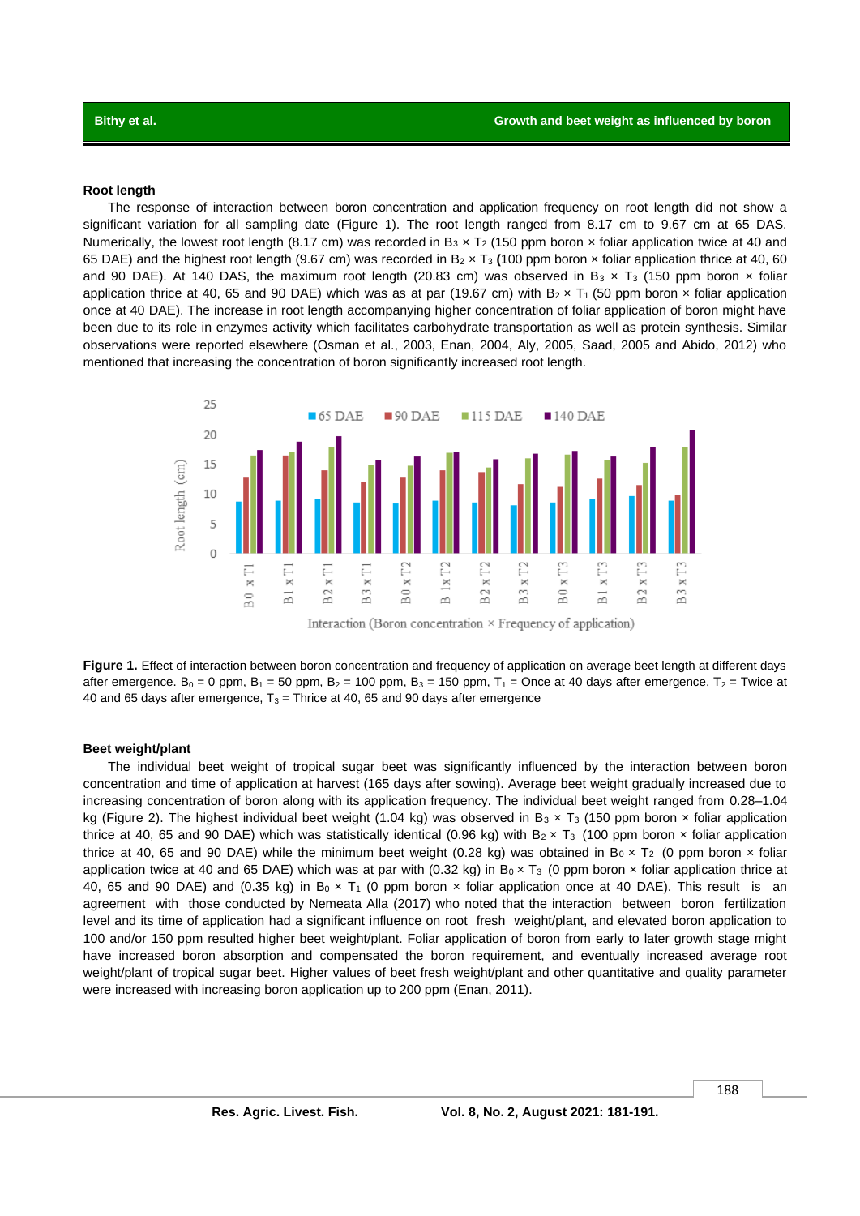### Root length

The response of interaction between boron concentration and application frequency on root length did not show a significant variation for all sampling date (Figure 1). The root length ranged from 8.17 cm to 9.67 cm at 65 DAS. Numerically, the lowest root length (8.17 cm) was recorded in $B_3 \times T_2$ (150 ppm boron × foliar application twice at 40 and 65 DAE) and the highest root length (9.67 cm) was recorded in $B_2 \times T_3$ (100 ppm boron × foliar application thrice at 40, 60 and 90 DAE). At 140 DAS, the maximum root length (20.83 cm) was observed in $B_3 \times T_3$ (150 ppm boron × foliar application thrice at 40, 65 and 90 DAE) which was as at par (19.67 cm) with $B_2 \times T_1$ (50 ppm boron × foliar application once at 40 DAE). The increase in root length accompanying higher concentration of foliar application of boron might have been due to its role in enzymes activity which facilitates carbohydrate transportation as well as protein synthesis. Similar observations were reported elsewhere (Osman et al., 2003, Enan, 2004, Aly, 2005, Saad, 2005 and Abido, 2012) who mentioned that increasing the concentration of boron significantly increased root length.

**Figure 1.** Effect of interaction between boron concentration and frequency of application on average beet length at different days after emergence. $B_0$ = 0 ppm, $B_1$ = 50 ppm, $B_2$ = 100 ppm, $B_3$ = 150 ppm, $T_1$ = Once at 40 days after emergence, $T_2$ = Twice at 40 and 65 days after emergence, $T_3$ = Thrice at 40, 65 and 90 days after emergence

### Beet weight/plant

The individual beet weight of tropical sugar beet was significantly influenced by the interaction between boron concentration and time of application at harvest (165 days after sowing). Average beet weight gradually increased due to increasing concentration of boron along with its application frequency. The individual beet weight ranged from 0.28–1.04 kg (Figure 2). The highest individual beet weight (1.04 kg) was observed in $B_3 \times T_3$ (150 ppm boron × foliar application thrice at 40, 65 and 90 DAE) which was statistically identical (0.96 kg) with $B_2 \times T_3$ (100 ppm boron × foliar application thrice at 40, 65 and 90 DAE) while the minimum beet weight (0.28 kg) was obtained in $B_0 \times T_2$ (0 ppm boron × foliar application twice at 40 and 65 DAE) which was at par with (0.32 kg) in $B_0 \times T_3$ (0 ppm boron × foliar application thrice at 40, 65 and 90 DAE) and (0.35 kg) in $B_0 \times T_1$ (0 ppm boron × foliar application once at 40 DAE). This result is an agreement with those conducted by Nemeata Alla (2017) who noted that the interaction between boron fertilization level and its time of application had a significant influence on root fresh weight/plant, and elevated boron application to 100 and/or 150 ppm resulted higher beet weight/plant. Foliar application of boron from early to later growth stage might have increased boron absorption and compensated the boron requirement, and eventually increased average root weight/plant of tropical sugar beet. Higher values of beet fresh weight/plant and other quantitative and quality parameter were increased with increasing boron application up to 200 ppm (Enan, 2011).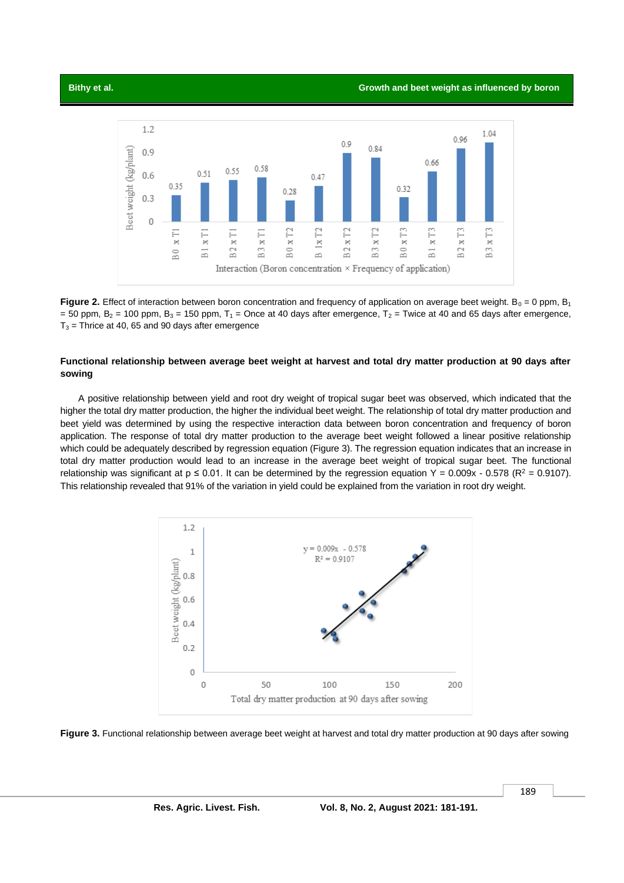**Figure 2.** Effect of interaction between boron concentration and frequency of application on average beet weight. $B_0$ = 0 ppm, $B_1$ = 50 ppm, $B_2$ = 100 ppm, $B_3$ = 150 ppm, $T_1$ = Once at 40 days after emergence, $T_2$ = Twice at 40 and 65 days after emergence, $T_3$ = Thrice at 40, 65 and 90 days after emergence

### Functional relationship between average beet weight at harvest and total dry matter production at 90 days after sowing

A positive relationship between yield and root dry weight of tropical sugar beet was observed, which indicated that the higher the total dry matter production, the higher the individual beet weight. The relationship of total dry matter production and beet yield was determined by using the respective interaction data between boron concentration and frequency of boron application. The response of total dry matter production to the average beet weight followed a linear positive relationship which could be adequately described by regression equation (Figure 3). The regression equation indicates that an increase in total dry matter production would lead to an increase in the average beet weight of tropical sugar beet. The functional relationship was significant at $p \leq 0.01$. It can be determined by the regression equation $Y = 0.009x - 0.578$ ($R^2 = 0.9107$). This relationship revealed that 91% of the variation in yield could be explained from the variation in root dry weight.

**Figure 3.** Functional relationship between average beet weight at harvest and total dry matter production at 90 days after sowing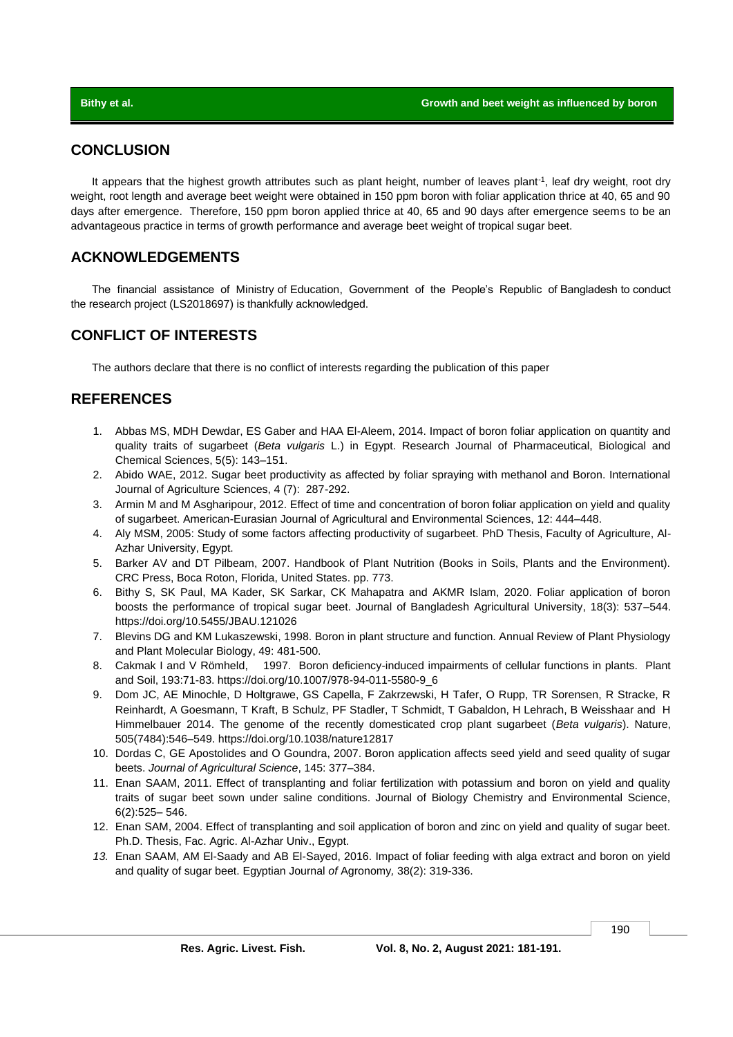## CONCLUSION

It appears that the highest growth attributes such as plant height, number of leaves plant$^{-1}$, leaf dry weight, root dry weight, root length and average beet weight were obtained in 150 ppm boron with foliar application thrice at 40, 65 and 90 days after emergence. Therefore, 150 ppm boron applied thrice at 40, 65 and 90 days after emergence seems to be an advantageous practice in terms of growth performance and average beet weight of tropical sugar beet.

## ACKNOWLEDGEMENTS

The financial assistance of Ministry of Education, Government of the People's Republic of Bangladesh to conduct the research project (LS2018697) is thankfully acknowledged.

## CONFLICT OF INTERESTS

The authors declare that there is no conflict of interests regarding the publication of this paper

## REFERENCES

1. Abbas MS, MDH Dewdar, ES Gaber and HAA El-Aleem, 2014. Impact of boron foliar application on quantity and quality traits of sugarbeet (*Beta vulgaris* L.) in Egypt. Research Journal of Pharmaceutical, Biological and Chemical Sciences, 5(5): 143–151.
2. Abido WAE, 2012. Sugar beet productivity as affected by foliar spraying with methanol and Boron. International Journal of Agriculture Sciences, 4 (7): 287-292.
3. Armin M and M Asgharipour, 2012. Effect of time and concentration of boron foliar application on yield and quality of sugarbeet. American-Eurasian Journal of Agricultural and Environmental Sciences, 12: 444–448.
4. Aly MSM, 2005: Study of some factors affecting productivity of sugarbeet. PhD Thesis, Faculty of Agriculture, Al-Azhar University, Egypt.
5. Barker AV and DT Pilbeam, 2007. Handbook of Plant Nutrition (Books in Soils, Plants and the Environment). CRC Press, Boca Roton, Florida, United States. pp. 773.
6. Bithy S, SK Paul, MA Kader, SK Sarkar, CK Mahapatra and AKMR Islam, 2020. Foliar application of boron boosts the performance of tropical sugar beet. Journal of Bangladesh Agricultural University, 18(3): 537–544. https://doi.org/10.5455/JBAU.121026
7. Blevins DG and KM Lukaszewski, 1998. Boron in plant structure and function. Annual Review of Plant Physiology and Plant Molecular Biology, 49: 481-500.
8. Cakmak I and V Römheld, 1997. Boron deficiency-induced impairments of cellular functions in plants. Plant and Soil, 193:71-83. https://doi.org/10.1007/978-94-011-5580-9_6
9. Dom JC, AE Minochle, D Holtgrawe, GS Capella, F Zakrzewski, H Tafer, O Rupp, TR Sorensen, R Stracke, R Reinhardt, A Goesmann, T Kraft, B Schulz, PF Stadler, T Schmidt, T Gabaldon, H Lehrach, B Weisshaar and H Himmelbauer 2014. The genome of the recently domesticated crop plant sugarbeet (*Beta vulgaris*). Nature, 505(7484):546–549. https://doi.org/10.1038/nature12817
10. Dordas C, GE Apostolides and O Goundra, 2007. Boron application affects seed yield and seed quality of sugar beets. *Journal of Agricultural Science*, 145: 377–384.
11. Enan SAAM, 2011. Effect of transplanting and foliar fertilization with potassium and boron on yield and quality traits of sugar beet sown under saline conditions. Journal of Biology Chemistry and Environmental Science, 6(2):525– 546.
12. Enan SAM, 2004. Effect of transplanting and soil application of boron and zinc on yield and quality of sugar beet. Ph.D. Thesis, Fac. Agric. Al-Azhar Univ., Egypt.
13. Enan SAAM, AM El-Saady and AB El-Sayed, 2016. Impact of foliar feeding with alga extract and boron on yield and quality of sugar beet. Egyptian Journal *of* Agronomy*,* 38(2): 319-336.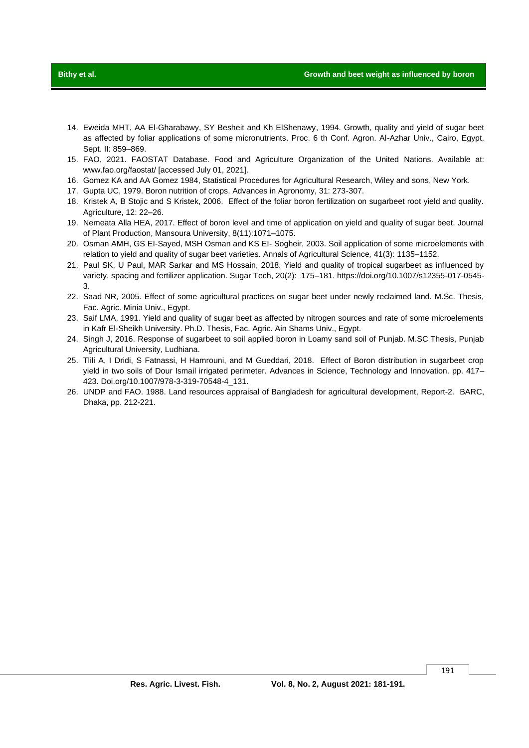14. Eweida MHT, AA El-Gharabawy, SY Besheit and Kh ElShenawy, 1994. Growth, quality and yield of sugar beet as affected by foliar applications of some micronutrients. Proc. 6 th Conf. Agron. Al-Azhar Univ., Cairo, Egypt, Sept. II: 859–869.
15. FAO, 2021. FAOSTAT Database. Food and Agriculture Organization of the United Nations. Available at: www.fao.org/faostat/ [accessed July 01, 2021].
16. Gomez KA and AA Gomez 1984, Statistical Procedures for Agricultural Research, Wiley and sons, New York.
17. Gupta UC, 1979. Boron nutrition of crops. Advances in Agronomy, 31: 273-307.
18. Kristek A, B Stojic and S Kristek, 2006. Effect of the foliar boron fertilization on sugarbeet root yield and quality. Agriculture, 12: 22–26.
19. Nemeata Alla HEA, 2017. Effect of boron level and time of application on yield and quality of sugar beet. Journal of Plant Production, Mansoura University, 8(11):1071–1075.
20. Osman AMH, GS EI-Sayed, MSH Osman and KS EI- Sogheir, 2003. Soil application of some microelements with relation to yield and quality of sugar beet varieties. Annals of Agricultural Science, 41(3): 1135–1152.
21. Paul SK, U Paul, MAR Sarkar and MS Hossain, 2018. Yield and quality of tropical sugarbeet as influenced by variety, spacing and fertilizer application. Sugar Tech, 20(2): 175–181. https://doi.org/10.1007/s12355-017-0545-3.
22. Saad NR, 2005. Effect of some agricultural practices on sugar beet under newly reclaimed land. M.Sc. Thesis, Fac. Agric. Minia Univ., Egypt.
23. Saif LMA, 1991. Yield and quality of sugar beet as affected by nitrogen sources and rate of some microelements in Kafr El-Sheikh University. Ph.D. Thesis, Fac. Agric. Ain Shams Univ., Egypt.
24. Singh J, 2016. Response of sugarbeet to soil applied boron in Loamy sand soil of Punjab. M.SC Thesis, Punjab Agricultural University, Ludhiana.
25. Tlili A, I Dridi, S Fatnassi, H Hamrouni, and M Gueddari, 2018. Effect of Boron distribution in sugarbeet crop yield in two soils of Dour Ismail irrigated perimeter. Advances in Science, Technology and Innovation. pp. 417–423. Doi.org/10.1007/978-3-319-70548-4_131.
26. UNDP and FAO. 1988. Land resources appraisal of Bangladesh for agricultural development, Report-2. BARC, Dhaka, pp. 212-221.